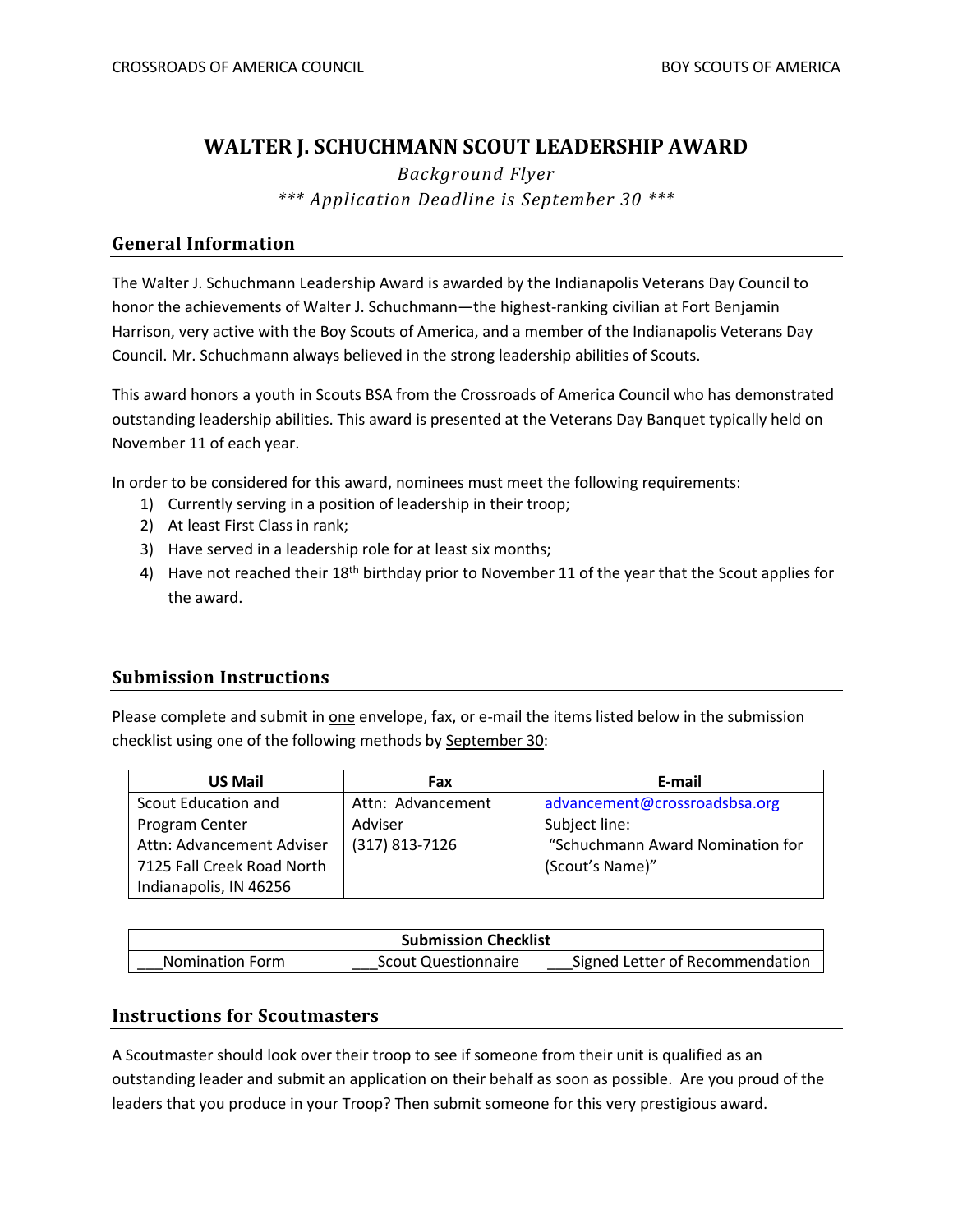# WALTER J. SCHUCHMANN SCOUT LEADERSHIP AWARD

*Background Flyer*

*\*\*\* Application Deadline is September 30 \*\*\**

## General Information

The Walter J. Schuchmann Leadership Award is awarded by the Indianapolis Veterans Day Council to honor the achievements of Walter J. Schuchmann—the highest-ranking civilian at Fort Benjamin Harrison, very active with the Boy Scouts of America, and a member of the Indianapolis Veterans Day Council. Mr. Schuchmann always believed in the strong leadership abilities of Scouts.

This award honors a youth in Scouts BSA from the Crossroads of America Council who has demonstrated outstanding leadership abilities. This award is presented at the Veterans Day Banquet typically held on November 11 of each year.

In order to be considered for this award, nominees must meet the following requirements:

1) Currently serving in a position of leadership in their troop;
2) At least First Class in rank;
3) Have served in a leadership role for at least six months;
4) Have not reached their 18th birthday prior to November 11 of the year that the Scout applies for the award.

## Submission Instructions

Please complete and submit in one envelope, fax, or e-mail the items listed below in the submission checklist using one of the following methods by September 30:

| US Mail | Fax | E-mail |
|---|---|---|
| Scout Education and Program Center<br>Attn: Advancement Adviser<br>7125 Fall Creek Road North<br>Indianapolis, IN 46256 | Attn: Advancement Adviser<br>(317) 813-7126 | advancement@crossroadsbsa.org<br>Subject line:<br>"Schuchmann Award Nomination for (Scout's Name)" |

| Submission Checklist | | |
|---|---|---|
| ___Nomination Form | ___Scout Questionnaire | ___Signed Letter of Recommendation |

## Instructions for Scoutmasters

A Scoutmaster should look over their troop to see if someone from their unit is qualified as an outstanding leader and submit an application on their behalf as soon as possible. Are you proud of the leaders that you produce in your Troop? Then submit someone for this very prestigious award.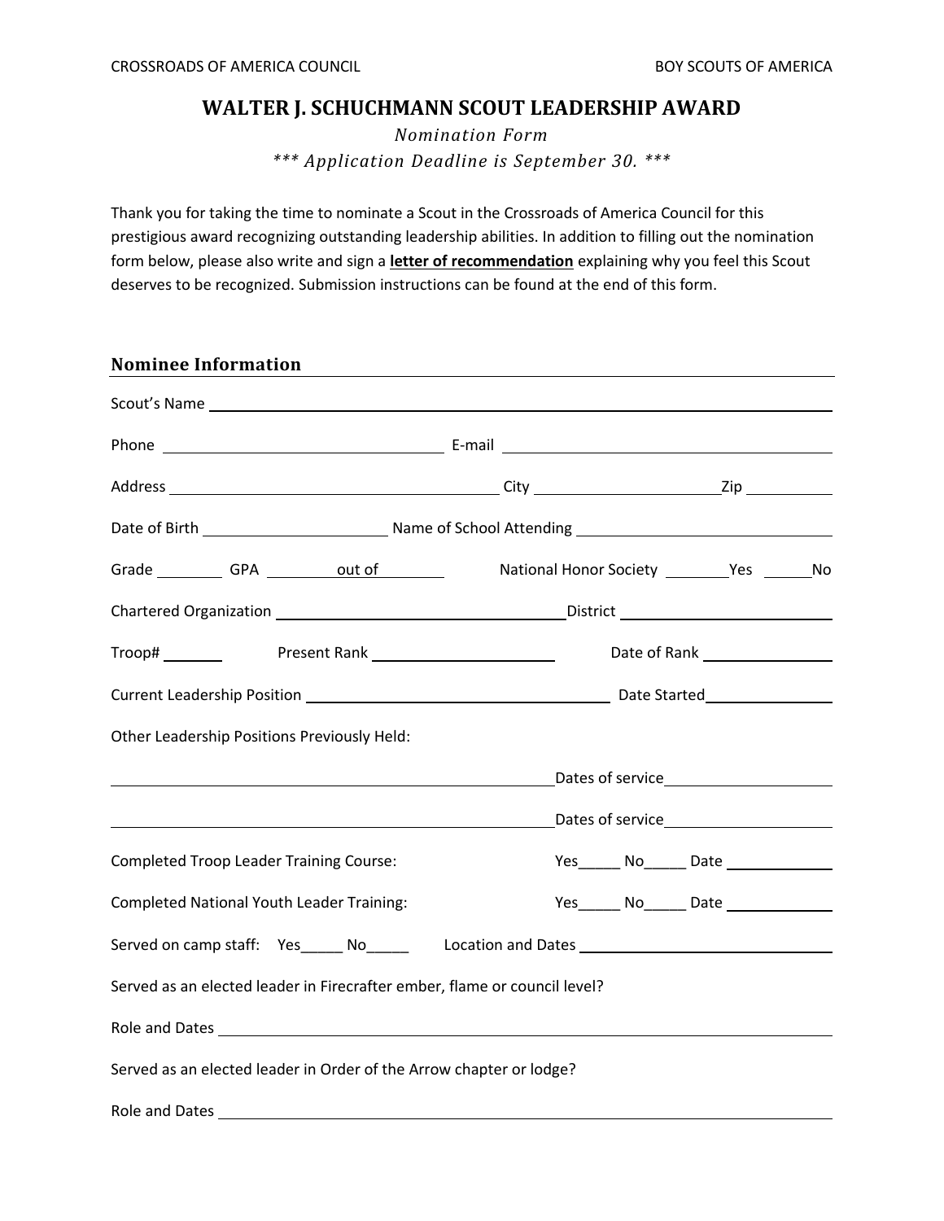CROSSROADS OF AMERICA COUNCIL BOY SCOUTS OF AMERICA

# WALTER J. SCHUCHMANN SCOUT LEADERSHIP AWARD

*Nomination Form*

*\*\*\* Application Deadline is September 30. \*\*\**

Thank you for taking the time to nominate a Scout in the Crossroads of America Council for this prestigious award recognizing outstanding leadership abilities. In addition to filling out the nomination form below, please also write and sign a **letter of recommendation** explaining why you feel this Scout deserves to be recognized. Submission instructions can be found at the end of this form.

## Nominee Information

Scout's Name ______________________________

Phone ______________________ E-mail ______________________

Address ______________________ City ______________ Zip __________

Date of Birth ______________ Name of School Attending ______________________

Grade ________ GPA ________ out of ________ National Honor Society ________Yes ______No

Chartered Organization ______________________ District ______________________

Troop# _______ Present Rank ______________________ Date of Rank ______________

Current Leadership Position ______________________ Date Started ______________

Other Leadership Positions Previously Held:

______________________________ Dates of service ______________

______________________________ Dates of service ______________

Completed Troop Leader Training Course: Yes_____ No_____ Date ____________

Completed National Youth Leader Training: Yes_____ No_____ Date ____________

Served on camp staff: Yes_____ No_____ Location and Dates ______________________

Served as an elected leader in Firecrafter ember, flame or council level?

Role and Dates ______________________________

Served as an elected leader in Order of the Arrow chapter or lodge?

Role and Dates ______________________________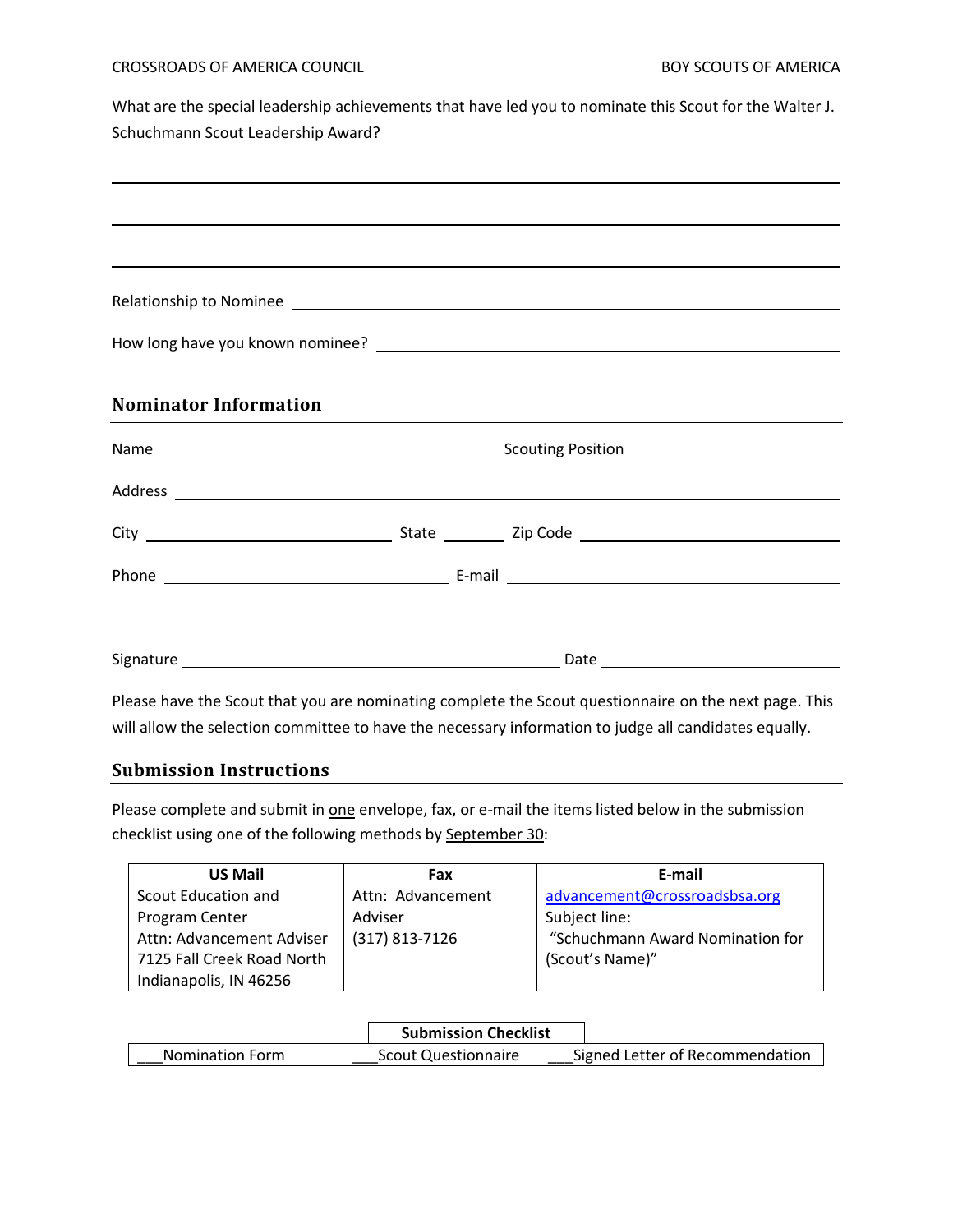What are the special leadership achievements that have led you to nominate this Scout for the Walter J. Schuchmann Scout Leadership Award?

______________________________________________________________________________

______________________________________________________________________________

______________________________________________________________________________

Relationship to Nominee ______________________________________________________

How long have you known nominee? ____________________________________________

## Nominator Information

Name ______________________________ Scouting Position ______________________

Address _______________________________________________________________

City __________________________ State ________ Zip Code ____________________

Phone ______________________________ E-mail ___________________________

Signature ______________________________________ Date ______________________

Please have the Scout that you are nominating complete the Scout questionnaire on the next page. This will allow the selection committee to have the necessary information to judge all candidates equally.

## Submission Instructions

Please complete and submit in one envelope, fax, or e-mail the items listed below in the submission checklist using one of the following methods by September 30:

| US Mail | Fax | E-mail |
|---|---|---|
| Scout Education and Program Center<br>Attn: Advancement Adviser<br>7125 Fall Creek Road North<br>Indianapolis, IN 46256 | Attn: Advancement Adviser<br>(317) 813-7126 | advancement@crossroadsbsa.org<br>Subject line:<br>"Schuchmann Award Nomination for (Scout's Name)" |

| | Submission Checklist | |
|---|---|---|
| ___Nomination Form | ___Scout Questionnaire | ___Signed Letter of Recommendation |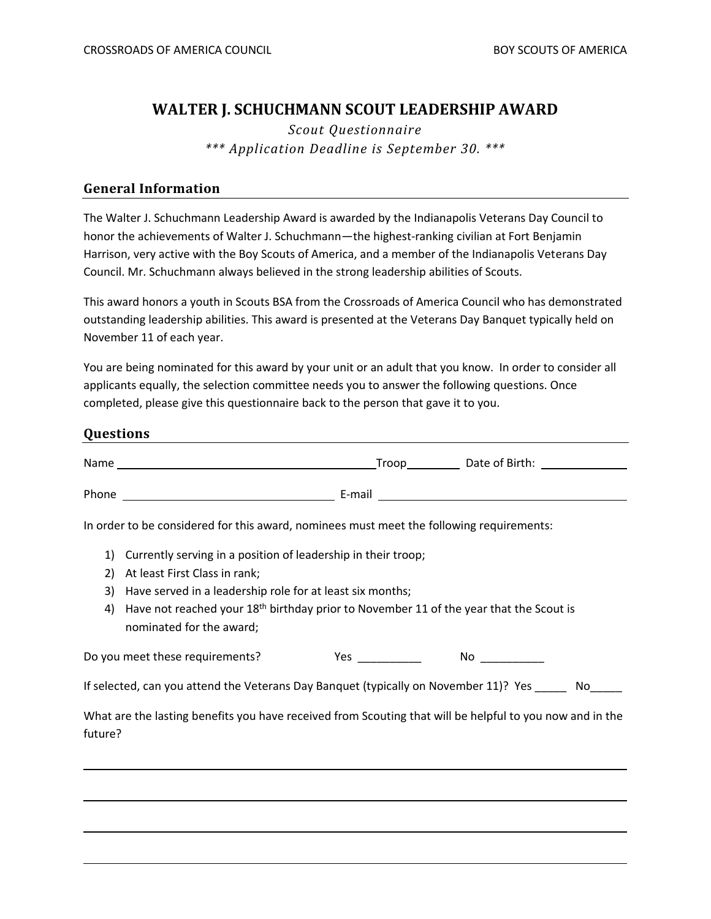CROSSROADS OF AMERICA COUNCIL BOY SCOUTS OF AMERICA

# WALTER J. SCHUCHMANN SCOUT LEADERSHIP AWARD

*Scout Questionnaire*

**\*\*\* Application Deadline is September 30. \*\*\***

## General Information

The Walter J. Schuchmann Leadership Award is awarded by the Indianapolis Veterans Day Council to honor the achievements of Walter J. Schuchmann—the highest-ranking civilian at Fort Benjamin Harrison, very active with the Boy Scouts of America, and a member of the Indianapolis Veterans Day Council. Mr. Schuchmann always believed in the strong leadership abilities of Scouts.

This award honors a youth in Scouts BSA from the Crossroads of America Council who has demonstrated outstanding leadership abilities. This award is presented at the Veterans Day Banquet typically held on November 11 of each year.

You are being nominated for this award by your unit or an adult that you know. In order to consider all applicants equally, the selection committee needs you to answer the following questions. Once completed, please give this questionnaire back to the person that gave it to you.

## Questions

Name ______________________________ Troop ________ Date of Birth: ____________

Phone ______________________________ E-mail ______________________________

In order to be considered for this award, nominees must meet the following requirements:

1) Currently serving in a position of leadership in their troop;
2) At least First Class in rank;
3) Have served in a leadership role for at least six months;
4) Have not reached your 18th birthday prior to November 11 of the year that the Scout is nominated for the award;

Do you meet these requirements? Yes __________ No __________

If selected, can you attend the Veterans Day Banquet (typically on November 11)? Yes _____ No_____

What are the lasting benefits you have received from Scouting that will be helpful to you now and in the future?

______________________________________________________________________

______________________________________________________________________

______________________________________________________________________

______________________________________________________________________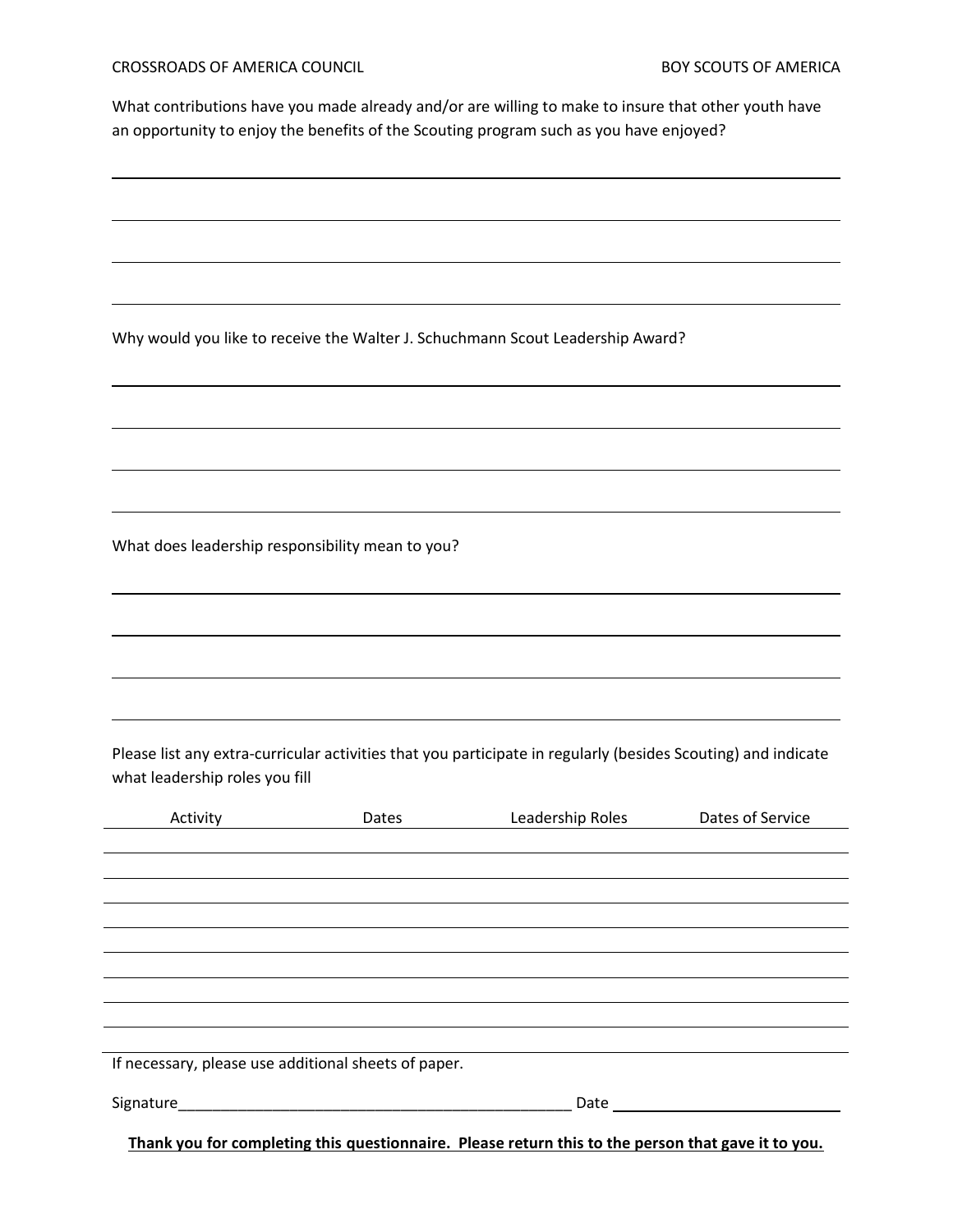What contributions have you made already and/or are willing to make to insure that other youth have an opportunity to enjoy the benefits of the Scouting program such as you have enjoyed?

Why would you like to receive the Walter J. Schuchmann Scout Leadership Award?

What does leadership responsibility mean to you?

Please list any extra-curricular activities that you participate in regularly (besides Scouting) and indicate what leadership roles you fill

| Activity | Dates | Leadership Roles | Dates of Service |
|---|---|---|---|
| | | | |
| | | | |
| | | | |
| | | | |
| | | | |
| | | | |
| | | | |
| | | | |
| | | | |

If necessary, please use additional sheets of paper.

Signature_________________________________________________ Date ___________________________

**Thank you for completing this questionnaire. Please return this to the person that gave it to you.**